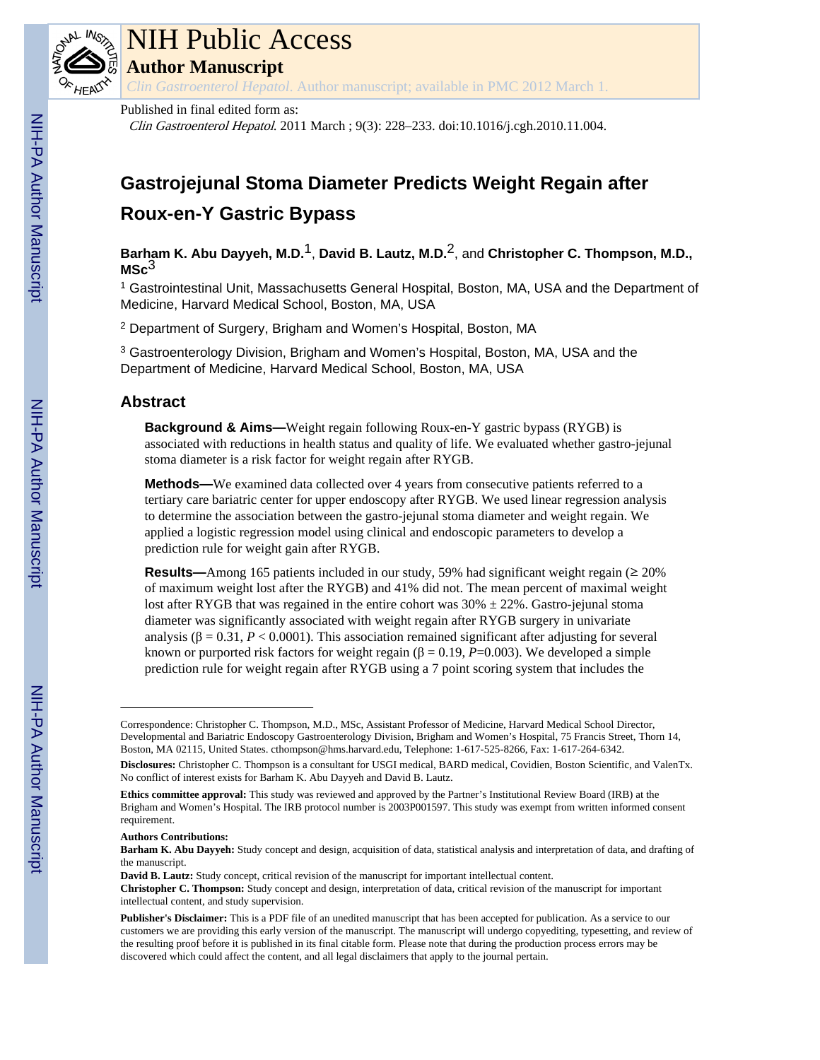# NIH Public Access

## Author Manuscript

*Clin Gastroenterol Hepatol*. Author manuscript; available in PMC 2012 March 1.

Published in final edited form as:

*Clin Gastroenterol Hepatol*. 2011 March ; 9(3): 228–233. doi:10.1016/j.cgh.2010.11.004.

# Gastrojejunal Stoma Diameter Predicts Weight Regain after Roux-en-Y Gastric Bypass

**Barham K. Abu Dayyeh, M.D.**[1], **David B. Lautz, M.D.**[2], and **Christopher C. Thompson, M.D., MSc**[3]

[1] Gastrointestinal Unit, Massachusetts General Hospital, Boston, MA, USA and the Department of Medicine, Harvard Medical School, Boston, MA, USA

[2] Department of Surgery, Brigham and Women's Hospital, Boston, MA

[3] Gastroenterology Division, Brigham and Women's Hospital, Boston, MA, USA and the Department of Medicine, Harvard Medical School, Boston, MA, USA

## Abstract

**Background & Aims—**Weight regain following Roux-en-Y gastric bypass (RYGB) is associated with reductions in health status and quality of life. We evaluated whether gastro-jejunal stoma diameter is a risk factor for weight regain after RYGB.

**Methods—**We examined data collected over 4 years from consecutive patients referred to a tertiary care bariatric center for upper endoscopy after RYGB. We used linear regression analysis to determine the association between the gastro-jejunal stoma diameter and weight regain. We applied a logistic regression model using clinical and endoscopic parameters to develop a prediction rule for weight gain after RYGB.

**Results—**Among 165 patients included in our study, 59% had significant weight regain (≥ 20% of maximum weight lost after the RYGB) and 41% did not. The mean percent of maximal weight lost after RYGB that was regained in the entire cohort was 30% ± 22%. Gastro-jejunal stoma diameter was significantly associated with weight regain after RYGB surgery in univariate analysis ($\beta = 0.31$, $P < 0.0001$). This association remained significant after adjusting for several known or purported risk factors for weight regain ($\beta = 0.19$, $P$=0.003). We developed a simple prediction rule for weight regain after RYGB using a 7 point scoring system that includes the

---

Correspondence: Christopher C. Thompson, M.D., MSc, Assistant Professor of Medicine, Harvard Medical School Director, Developmental and Bariatric Endoscopy Gastroenterology Division, Brigham and Women's Hospital, 75 Francis Street, Thorn 14, Boston, MA 02115, United States. cthompson@hms.harvard.edu, Telephone: 1-617-525-8266, Fax: 1-617-264-6342.

**Disclosures:** Christopher C. Thompson is a consultant for USGI medical, BARD medical, Covidien, Boston Scientific, and ValenTx. No conflict of interest exists for Barham K. Abu Dayyeh and David B. Lautz.

**Ethics committee approval:** This study was reviewed and approved by the Partner's Institutional Review Board (IRB) at the Brigham and Women's Hospital. The IRB protocol number is 2003P001597. This study was exempt from written informed consent requirement.

**Authors Contributions:**

**Barham K. Abu Dayyeh:** Study concept and design, acquisition of data, statistical analysis and interpretation of data, and drafting of the manuscript.

**David B. Lautz:** Study concept, critical revision of the manuscript for important intellectual content.

**Christopher C. Thompson:** Study concept and design, interpretation of data, critical revision of the manuscript for important intellectual content, and study supervision.

**Publisher's Disclaimer:** This is a PDF file of an unedited manuscript that has been accepted for publication. As a service to our customers we are providing this early version of the manuscript. The manuscript will undergo copyediting, typesetting, and review of the resulting proof before it is published in its final citable form. Please note that during the production process errors may be discovered which could affect the content, and all legal disclaimers that apply to the journal pertain.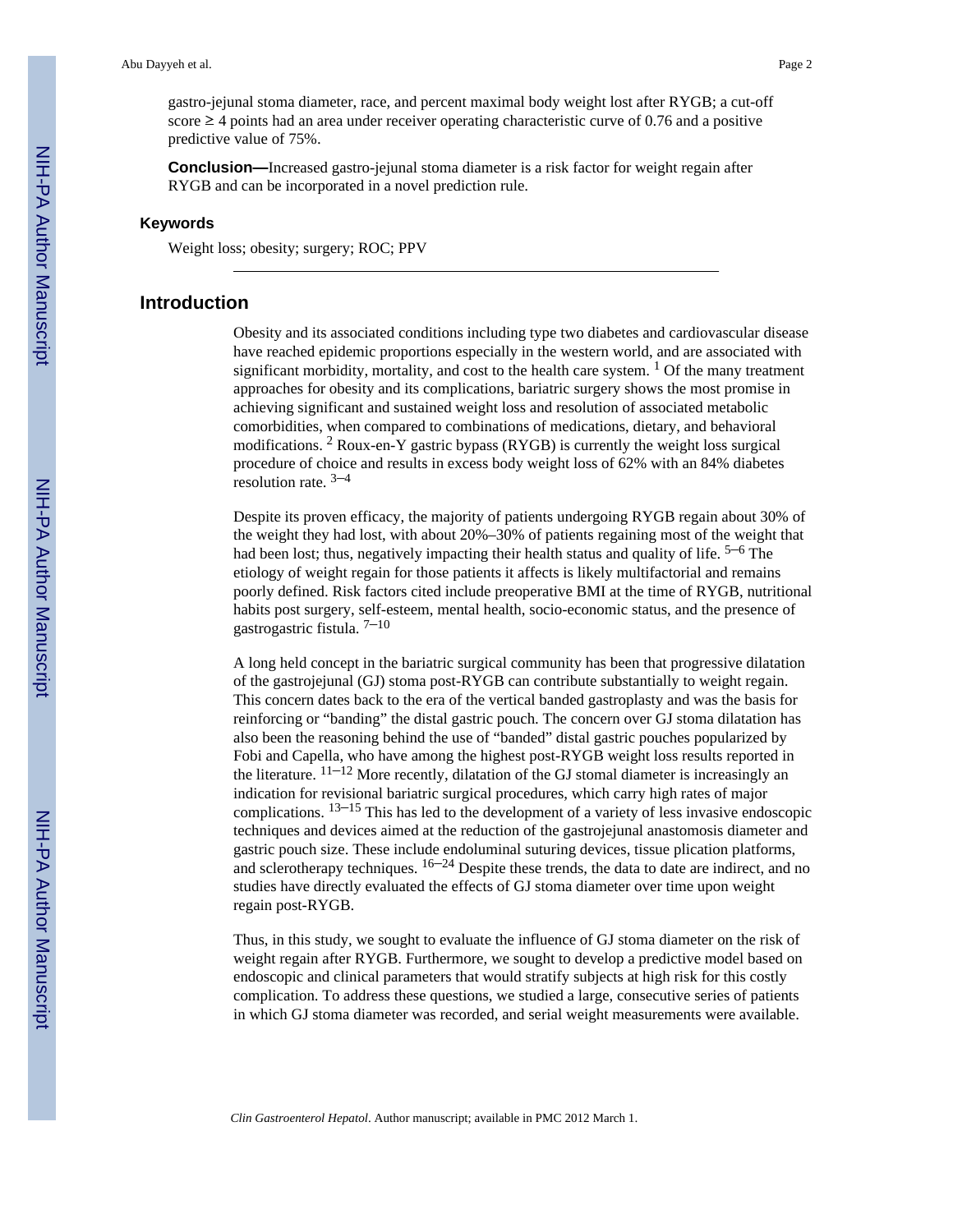gastro-jejunal stoma diameter, race, and percent maximal body weight lost after RYGB; a cut-off score ≥ 4 points had an area under receiver operating characteristic curve of 0.76 and a positive predictive value of 75%.

**Conclusion—**Increased gastro-jejunal stoma diameter is a risk factor for weight regain after RYGB and can be incorporated in a novel prediction rule.

### Keywords

Weight loss; obesity; surgery; ROC; PPV

## Introduction

Obesity and its associated conditions including type two diabetes and cardiovascular disease have reached epidemic proportions especially in the western world, and are associated with significant morbidity, mortality, and cost to the health care system. [1] Of the many treatment approaches for obesity and its complications, bariatric surgery shows the most promise in achieving significant and sustained weight loss and resolution of associated metabolic comorbidities, when compared to combinations of medications, dietary, and behavioral modifications. [2] Roux-en-Y gastric bypass (RYGB) is currently the weight loss surgical procedure of choice and results in excess body weight loss of 62% with an 84% diabetes resolution rate. [3–4]

Despite its proven efficacy, the majority of patients undergoing RYGB regain about 30% of the weight they had lost, with about 20%–30% of patients regaining most of the weight that had been lost; thus, negatively impacting their health status and quality of life. [5–6] The etiology of weight regain for those patients it affects is likely multifactorial and remains poorly defined. Risk factors cited include preoperative BMI at the time of RYGB, nutritional habits post surgery, self-esteem, mental health, socio-economic status, and the presence of gastrogastric fistula. [7–10]

A long held concept in the bariatric surgical community has been that progressive dilatation of the gastrojejunal (GJ) stoma post-RYGB can contribute substantially to weight regain. This concern dates back to the era of the vertical banded gastroplasty and was the basis for reinforcing or "banding" the distal gastric pouch. The concern over GJ stoma dilatation has also been the reasoning behind the use of "banded" distal gastric pouches popularized by Fobi and Capella, who have among the highest post-RYGB weight loss results reported in the literature. [11–12] More recently, dilatation of the GJ stomal diameter is increasingly an indication for revisional bariatric surgical procedures, which carry high rates of major complications. [13–15] This has led to the development of a variety of less invasive endoscopic techniques and devices aimed at the reduction of the gastrojejunal anastomosis diameter and gastric pouch size. These include endoluminal suturing devices, tissue plication platforms, and sclerotherapy techniques. [16–24] Despite these trends, the data to date are indirect, and no studies have directly evaluated the effects of GJ stoma diameter over time upon weight regain post-RYGB.

Thus, in this study, we sought to evaluate the influence of GJ stoma diameter on the risk of weight regain after RYGB. Furthermore, we sought to develop a predictive model based on endoscopic and clinical parameters that would stratify subjects at high risk for this costly complication. To address these questions, we studied a large, consecutive series of patients in which GJ stoma diameter was recorded, and serial weight measurements were available.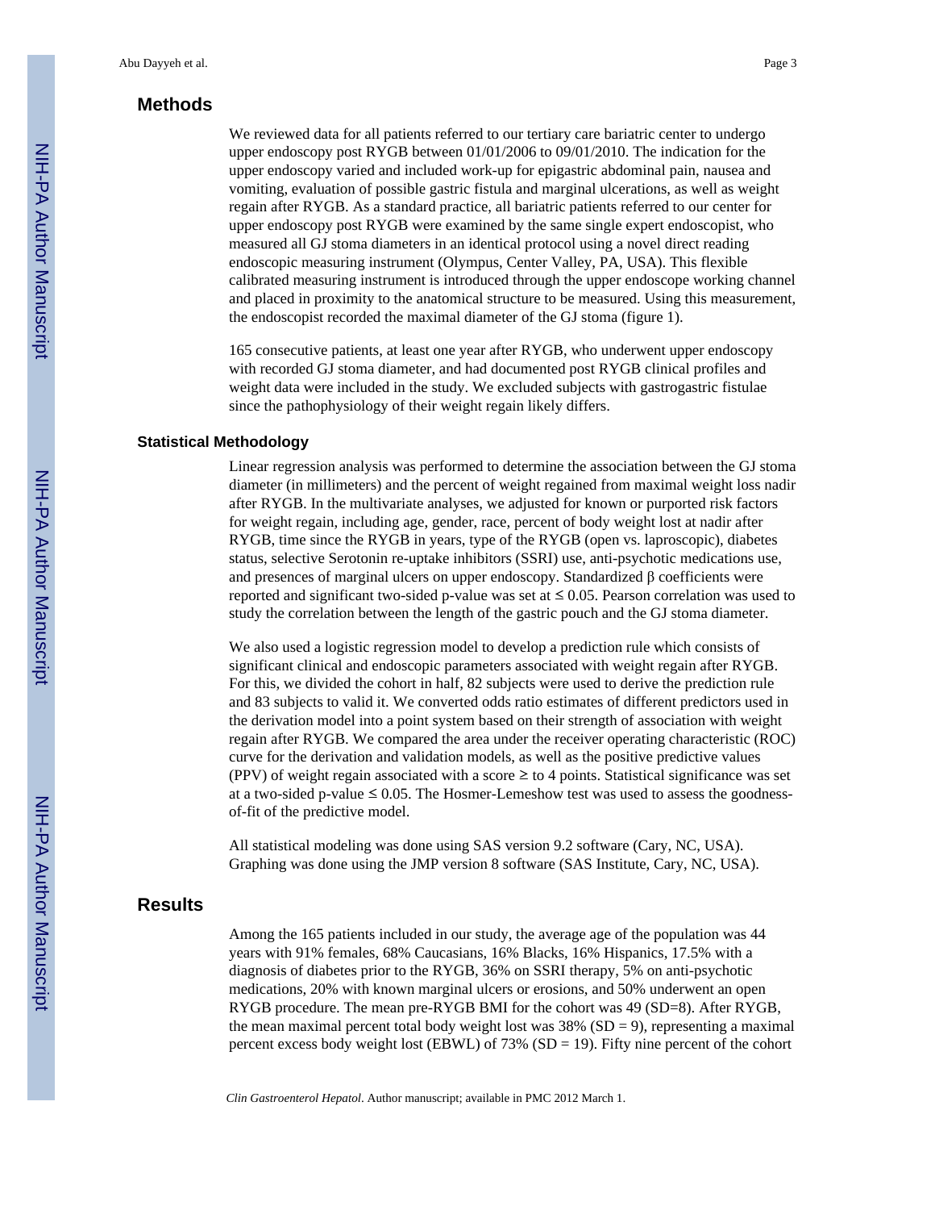## Methods

We reviewed data for all patients referred to our tertiary care bariatric center to undergo upper endoscopy post RYGB between 01/01/2006 to 09/01/2010. The indication for the upper endoscopy varied and included work-up for epigastric abdominal pain, nausea and vomiting, evaluation of possible gastric fistula and marginal ulcerations, as well as weight regain after RYGB. As a standard practice, all bariatric patients referred to our center for upper endoscopy post RYGB were examined by the same single expert endoscopist, who measured all GJ stoma diameters in an identical protocol using a novel direct reading endoscopic measuring instrument (Olympus, Center Valley, PA, USA). This flexible calibrated measuring instrument is introduced through the upper endoscope working channel and placed in proximity to the anatomical structure to be measured. Using this measurement, the endoscopist recorded the maximal diameter of the GJ stoma (figure 1).

165 consecutive patients, at least one year after RYGB, who underwent upper endoscopy with recorded GJ stoma diameter, and had documented post RYGB clinical profiles and weight data were included in the study. We excluded subjects with gastrogastric fistulae since the pathophysiology of their weight regain likely differs.

### Statistical Methodology

Linear regression analysis was performed to determine the association between the GJ stoma diameter (in millimeters) and the percent of weight regained from maximal weight loss nadir after RYGB. In the multivariate analyses, we adjusted for known or purported risk factors for weight regain, including age, gender, race, percent of body weight lost at nadir after RYGB, time since the RYGB in years, type of the RYGB (open vs. laproscopic), diabetes status, selective Serotonin re-uptake inhibitors (SSRI) use, anti-psychotic medications use, and presences of marginal ulcers on upper endoscopy. Standardized β coefficients were reported and significant two-sided p-value was set at $\leq 0.05$. Pearson correlation was used to study the correlation between the length of the gastric pouch and the GJ stoma diameter.

We also used a logistic regression model to develop a prediction rule which consists of significant clinical and endoscopic parameters associated with weight regain after RYGB. For this, we divided the cohort in half, 82 subjects were used to derive the prediction rule and 83 subjects to valid it. We converted odds ratio estimates of different predictors used in the derivation model into a point system based on their strength of association with weight regain after RYGB. We compared the area under the receiver operating characteristic (ROC) curve for the derivation and validation models, as well as the positive predictive values (PPV) of weight regain associated with a score ≥ to 4 points. Statistical significance was set at a two-sided p-value $\leq 0.05$. The Hosmer-Lemeshow test was used to assess the goodness-of-fit of the predictive model.

All statistical modeling was done using SAS version 9.2 software (Cary, NC, USA). Graphing was done using the JMP version 8 software (SAS Institute, Cary, NC, USA).

## Results

Among the 165 patients included in our study, the average age of the population was 44 years with 91% females, 68% Caucasians, 16% Blacks, 16% Hispanics, 17.5% with a diagnosis of diabetes prior to the RYGB, 36% on SSRI therapy, 5% on anti-psychotic medications, 20% with known marginal ulcers or erosions, and 50% underwent an open RYGB procedure. The mean pre-RYGB BMI for the cohort was 49 (SD=8). After RYGB, the mean maximal percent total body weight lost was 38% (SD = 9), representing a maximal percent excess body weight lost (EBWL) of 73% (SD = 19). Fifty nine percent of the cohort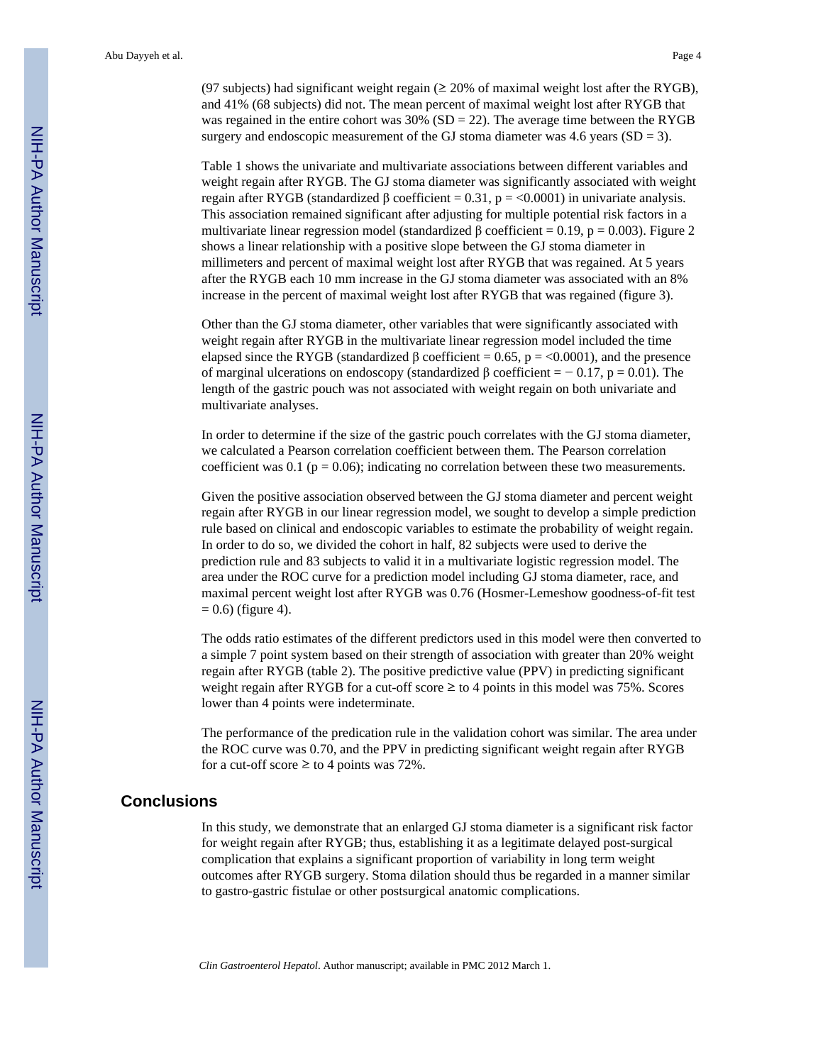(97 subjects) had significant weight regain (≥ 20% of maximal weight lost after the RYGB), and 41% (68 subjects) did not. The mean percent of maximal weight lost after RYGB that was regained in the entire cohort was 30% (SD = 22). The average time between the RYGB surgery and endoscopic measurement of the GJ stoma diameter was 4.6 years (SD = 3).

Table 1 shows the univariate and multivariate associations between different variables and weight regain after RYGB. The GJ stoma diameter was significantly associated with weight regain after RYGB (standardized β coefficient = 0.31, p = <0.0001) in univariate analysis. This association remained significant after adjusting for multiple potential risk factors in a multivariate linear regression model (standardized β coefficient = 0.19, p = 0.003). Figure 2 shows a linear relationship with a positive slope between the GJ stoma diameter in millimeters and percent of maximal weight lost after RYGB that was regained. At 5 years after the RYGB each 10 mm increase in the GJ stoma diameter was associated with an 8% increase in the percent of maximal weight lost after RYGB that was regained (figure 3).

Other than the GJ stoma diameter, other variables that were significantly associated with weight regain after RYGB in the multivariate linear regression model included the time elapsed since the RYGB (standardized β coefficient = 0.65, p = <0.0001), and the presence of marginal ulcerations on endoscopy (standardized β coefficient = − 0.17, p = 0.01). The length of the gastric pouch was not associated with weight regain on both univariate and multivariate analyses.

In order to determine if the size of the gastric pouch correlates with the GJ stoma diameter, we calculated a Pearson correlation coefficient between them. The Pearson correlation coefficient was 0.1 (p = 0.06); indicating no correlation between these two measurements.

Given the positive association observed between the GJ stoma diameter and percent weight regain after RYGB in our linear regression model, we sought to develop a simple prediction rule based on clinical and endoscopic variables to estimate the probability of weight regain. In order to do so, we divided the cohort in half, 82 subjects were used to derive the prediction rule and 83 subjects to valid it in a multivariate logistic regression model. The area under the ROC curve for a prediction model including GJ stoma diameter, race, and maximal percent weight lost after RYGB was 0.76 (Hosmer-Lemeshow goodness-of-fit test = 0.6) (figure 4).

The odds ratio estimates of the different predictors used in this model were then converted to a simple 7 point system based on their strength of association with greater than 20% weight regain after RYGB (table 2). The positive predictive value (PPV) in predicting significant weight regain after RYGB for a cut-off score ≥ to 4 points in this model was 75%. Scores lower than 4 points were indeterminate.

The performance of the predication rule in the validation cohort was similar. The area under the ROC curve was 0.70, and the PPV in predicting significant weight regain after RYGB for a cut-off score ≥ to 4 points was 72%.

## Conclusions

In this study, we demonstrate that an enlarged GJ stoma diameter is a significant risk factor for weight regain after RYGB; thus, establishing it as a legitimate delayed post-surgical complication that explains a significant proportion of variability in long term weight outcomes after RYGB surgery. Stoma dilation should thus be regarded in a manner similar to gastro-gastric fistulae or other postsurgical anatomic complications.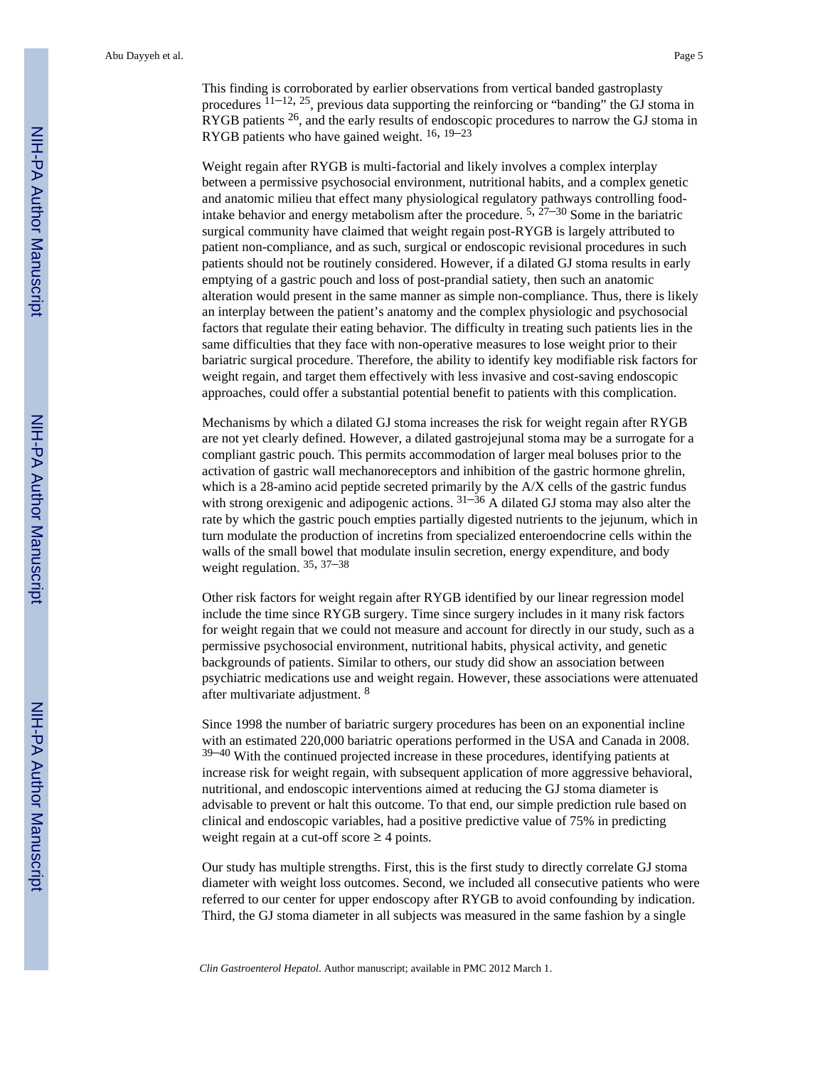This finding is corroborated by earlier observations from vertical banded gastroplasty procedures [11–12, 25], previous data supporting the reinforcing or "banding" the GJ stoma in RYGB patients [26], and the early results of endoscopic procedures to narrow the GJ stoma in RYGB patients who have gained weight. [16, 19–23]

Weight regain after RYGB is multi-factorial and likely involves a complex interplay between a permissive psychosocial environment, nutritional habits, and a complex genetic and anatomic milieu that effect many physiological regulatory pathways controlling food-intake behavior and energy metabolism after the procedure. [5, 27–30] Some in the bariatric surgical community have claimed that weight regain post-RYGB is largely attributed to patient non-compliance, and as such, surgical or endoscopic revisional procedures in such patients should not be routinely considered. However, if a dilated GJ stoma results in early emptying of a gastric pouch and loss of post-prandial satiety, then such an anatomic alteration would present in the same manner as simple non-compliance. Thus, there is likely an interplay between the patient's anatomy and the complex physiologic and psychosocial factors that regulate their eating behavior. The difficulty in treating such patients lies in the same difficulties that they face with non-operative measures to lose weight prior to their bariatric surgical procedure. Therefore, the ability to identify key modifiable risk factors for weight regain, and target them effectively with less invasive and cost-saving endoscopic approaches, could offer a substantial potential benefit to patients with this complication.

Mechanisms by which a dilated GJ stoma increases the risk for weight regain after RYGB are not yet clearly defined. However, a dilated gastrojejunal stoma may be a surrogate for a compliant gastric pouch. This permits accommodation of larger meal boluses prior to the activation of gastric wall mechanoreceptors and inhibition of the gastric hormone ghrelin, which is a 28-amino acid peptide secreted primarily by the A/X cells of the gastric fundus with strong orexigenic and adipogenic actions. [31–36] A dilated GJ stoma may also alter the rate by which the gastric pouch empties partially digested nutrients to the jejunum, which in turn modulate the production of incretins from specialized enteroendocrine cells within the walls of the small bowel that modulate insulin secretion, energy expenditure, and body weight regulation. [35, 37–38]

Other risk factors for weight regain after RYGB identified by our linear regression model include the time since RYGB surgery. Time since surgery includes in it many risk factors for weight regain that we could not measure and account for directly in our study, such as a permissive psychosocial environment, nutritional habits, physical activity, and genetic backgrounds of patients. Similar to others, our study did show an association between psychiatric medications use and weight regain. However, these associations were attenuated after multivariate adjustment. [8]

Since 1998 the number of bariatric surgery procedures has been on an exponential incline with an estimated 220,000 bariatric operations performed in the USA and Canada in 2008. [39–40] With the continued projected increase in these procedures, identifying patients at increase risk for weight regain, with subsequent application of more aggressive behavioral, nutritional, and endoscopic interventions aimed at reducing the GJ stoma diameter is advisable to prevent or halt this outcome. To that end, our simple prediction rule based on clinical and endoscopic variables, had a positive predictive value of 75% in predicting weight regain at a cut-off score $\geq$ 4 points.

Our study has multiple strengths. First, this is the first study to directly correlate GJ stoma diameter with weight loss outcomes. Second, we included all consecutive patients who were referred to our center for upper endoscopy after RYGB to avoid confounding by indication. Third, the GJ stoma diameter in all subjects was measured in the same fashion by a single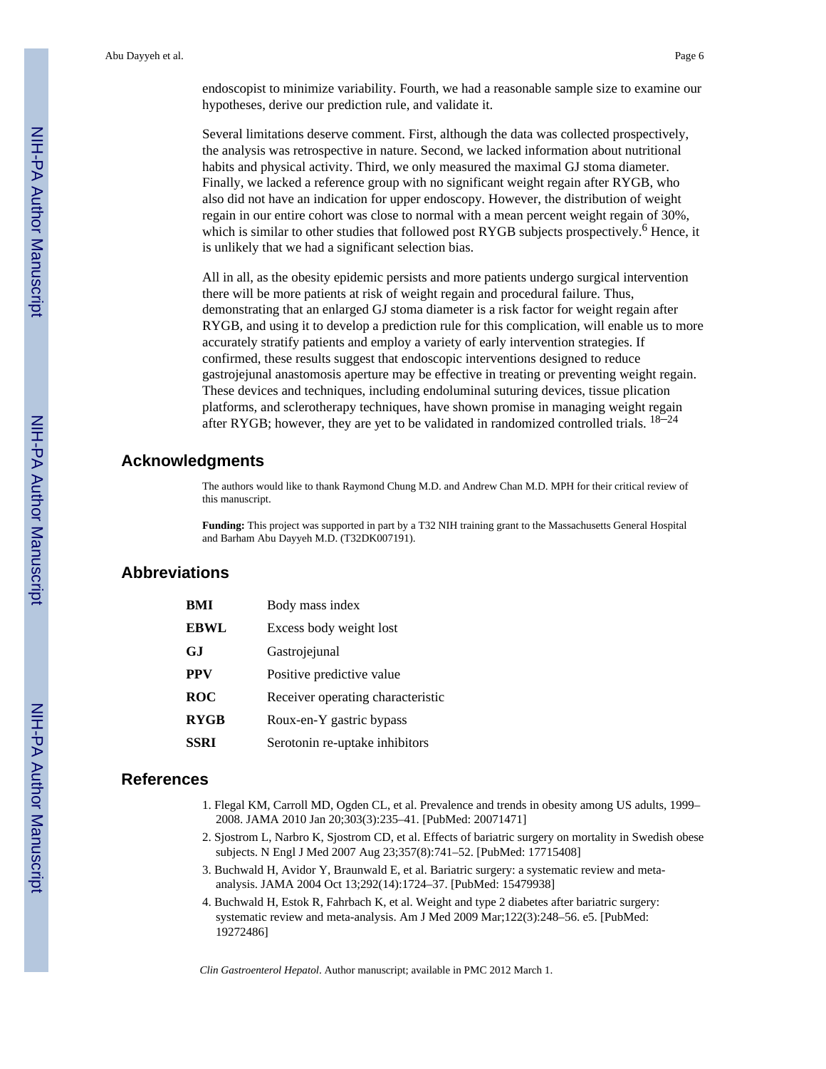endoscopist to minimize variability. Fourth, we had a reasonable sample size to examine our hypotheses, derive our prediction rule, and validate it.

Several limitations deserve comment. First, although the data was collected prospectively, the analysis was retrospective in nature. Second, we lacked information about nutritional habits and physical activity. Third, we only measured the maximal GJ stoma diameter. Finally, we lacked a reference group with no significant weight regain after RYGB, who also did not have an indication for upper endoscopy. However, the distribution of weight regain in our entire cohort was close to normal with a mean percent weight regain of 30%, which is similar to other studies that followed post RYGB subjects prospectively.[6] Hence, it is unlikely that we had a significant selection bias.

All in all, as the obesity epidemic persists and more patients undergo surgical intervention there will be more patients at risk of weight regain and procedural failure. Thus, demonstrating that an enlarged GJ stoma diameter is a risk factor for weight regain after RYGB, and using it to develop a prediction rule for this complication, will enable us to more accurately stratify patients and employ a variety of early intervention strategies. If confirmed, these results suggest that endoscopic interventions designed to reduce gastrojejunal anastomosis aperture may be effective in treating or preventing weight regain. These devices and techniques, including endoluminal suturing devices, tissue plication platforms, and sclerotherapy techniques, have shown promise in managing weight regain after RYGB; however, they are yet to be validated in randomized controlled trials. [18–24]

## Acknowledgments

The authors would like to thank Raymond Chung M.D. and Andrew Chan M.D. MPH for their critical review of this manuscript.

**Funding:** This project was supported in part by a T32 NIH training grant to the Massachusetts General Hospital and Barham Abu Dayyeh M.D. (T32DK007191).

## Abbreviations

| | |
|---|---|
| **BMI** | Body mass index |
| **EBWL** | Excess body weight lost |
| **GJ** | Gastrojejunal |
| **PPV** | Positive predictive value |
| **ROC** | Receiver operating characteristic |
| **RYGB** | Roux-en-Y gastric bypass |
| **SSRI** | Serotonin re-uptake inhibitors |

## References

1. Flegal KM, Carroll MD, Ogden CL, et al. Prevalence and trends in obesity among US adults, 1999–2008. JAMA 2010 Jan 20;303(3):235–41. [PubMed: 20071471]
2. Sjostrom L, Narbro K, Sjostrom CD, et al. Effects of bariatric surgery on mortality in Swedish obese subjects. N Engl J Med 2007 Aug 23;357(8):741–52. [PubMed: 17715408]
3. Buchwald H, Avidor Y, Braunwald E, et al. Bariatric surgery: a systematic review and meta-analysis. JAMA 2004 Oct 13;292(14):1724–37. [PubMed: 15479938]
4. Buchwald H, Estok R, Fahrbach K, et al. Weight and type 2 diabetes after bariatric surgery: systematic review and meta-analysis. Am J Med 2009 Mar;122(3):248–56. e5. [PubMed: 19272486]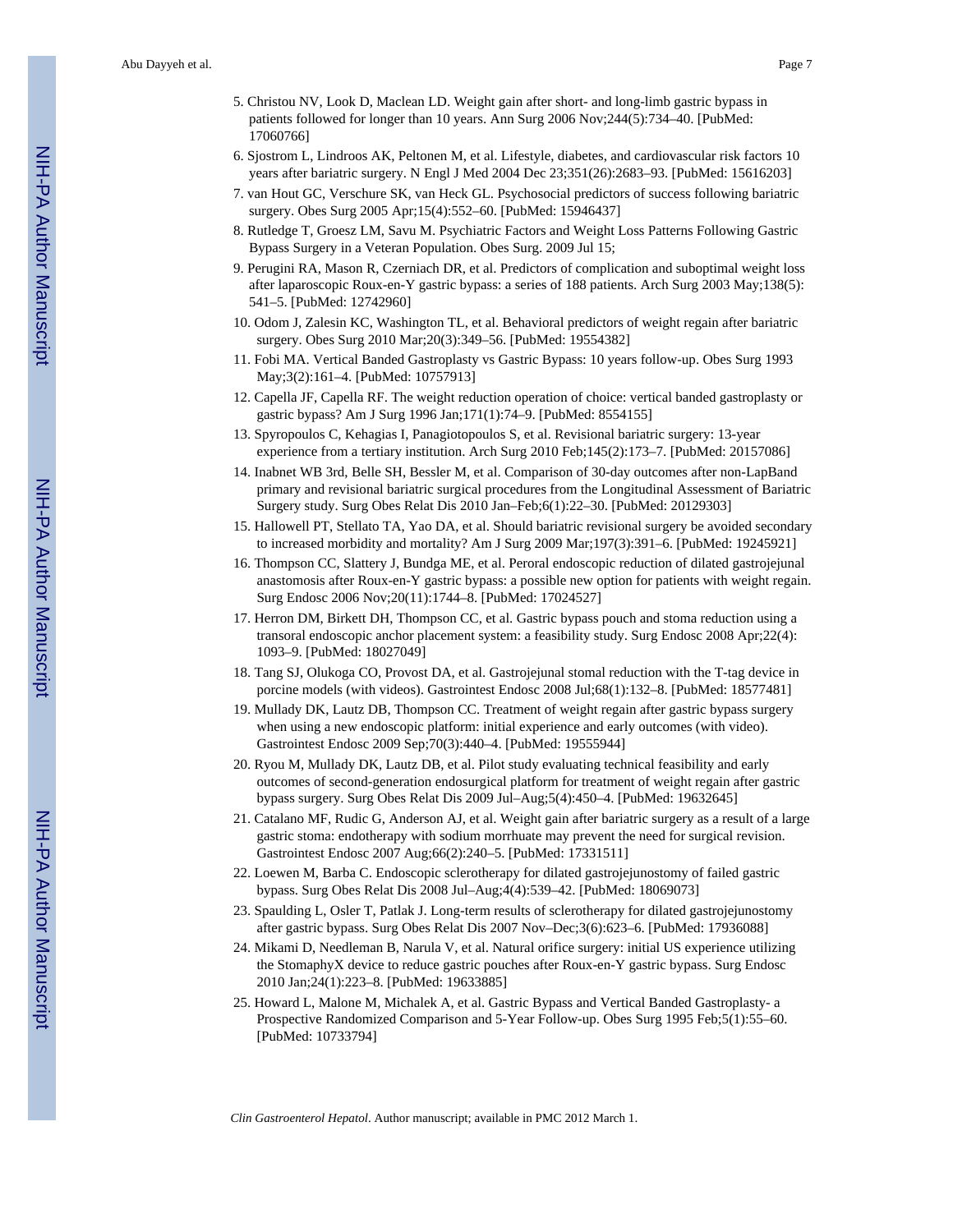5. Christou NV, Look D, Maclean LD. Weight gain after short- and long-limb gastric bypass in patients followed for longer than 10 years. Ann Surg 2006 Nov;244(5):734–40. [PubMed: 17060766]
6. Sjostrom L, Lindroos AK, Peltonen M, et al. Lifestyle, diabetes, and cardiovascular risk factors 10 years after bariatric surgery. N Engl J Med 2004 Dec 23;351(26):2683–93. [PubMed: 15616203]
7. van Hout GC, Verschure SK, van Heck GL. Psychosocial predictors of success following bariatric surgery. Obes Surg 2005 Apr;15(4):552–60. [PubMed: 15946437]
8. Rutledge T, Groesz LM, Savu M. Psychiatric Factors and Weight Loss Patterns Following Gastric Bypass Surgery in a Veteran Population. Obes Surg. 2009 Jul 15;
9. Perugini RA, Mason R, Czerniach DR, et al. Predictors of complication and suboptimal weight loss after laparoscopic Roux-en-Y gastric bypass: a series of 188 patients. Arch Surg 2003 May;138(5): 541–5. [PubMed: 12742960]
10. Odom J, Zalesin KC, Washington TL, et al. Behavioral predictors of weight regain after bariatric surgery. Obes Surg 2010 Mar;20(3):349–56. [PubMed: 19554382]
11. Fobi MA. Vertical Banded Gastroplasty vs Gastric Bypass: 10 years follow-up. Obes Surg 1993 May;3(2):161–4. [PubMed: 10757913]
12. Capella JF, Capella RF. The weight reduction operation of choice: vertical banded gastroplasty or gastric bypass? Am J Surg 1996 Jan;171(1):74–9. [PubMed: 8554155]
13. Spyropoulos C, Kehagias I, Panagiotopoulos S, et al. Revisional bariatric surgery: 13-year experience from a tertiary institution. Arch Surg 2010 Feb;145(2):173–7. [PubMed: 20157086]
14. Inabnet WB 3rd, Belle SH, Bessler M, et al. Comparison of 30-day outcomes after non-LapBand primary and revisional bariatric surgical procedures from the Longitudinal Assessment of Bariatric Surgery study. Surg Obes Relat Dis 2010 Jan–Feb;6(1):22–30. [PubMed: 20129303]
15. Hallowell PT, Stellato TA, Yao DA, et al. Should bariatric revisional surgery be avoided secondary to increased morbidity and mortality? Am J Surg 2009 Mar;197(3):391–6. [PubMed: 19245921]
16. Thompson CC, Slattery J, Bundga ME, et al. Peroral endoscopic reduction of dilated gastrojejunal anastomosis after Roux-en-Y gastric bypass: a possible new option for patients with weight regain. Surg Endosc 2006 Nov;20(11):1744–8. [PubMed: 17024527]
17. Herron DM, Birkett DH, Thompson CC, et al. Gastric bypass pouch and stoma reduction using a transoral endoscopic anchor placement system: a feasibility study. Surg Endosc 2008 Apr;22(4): 1093–9. [PubMed: 18027049]
18. Tang SJ, Olukoga CO, Provost DA, et al. Gastrojejunal stomal reduction with the T-tag device in porcine models (with videos). Gastrointest Endosc 2008 Jul;68(1):132–8. [PubMed: 18577481]
19. Mullady DK, Lautz DB, Thompson CC. Treatment of weight regain after gastric bypass surgery when using a new endoscopic platform: initial experience and early outcomes (with video). Gastrointest Endosc 2009 Sep;70(3):440–4. [PubMed: 19555944]
20. Ryou M, Mullady DK, Lautz DB, et al. Pilot study evaluating technical feasibility and early outcomes of second-generation endosurgical platform for treatment of weight regain after gastric bypass surgery. Surg Obes Relat Dis 2009 Jul–Aug;5(4):450–4. [PubMed: 19632645]
21. Catalano MF, Rudic G, Anderson AJ, et al. Weight gain after bariatric surgery as a result of a large gastric stoma: endotherapy with sodium morrhuate may prevent the need for surgical revision. Gastrointest Endosc 2007 Aug;66(2):240–5. [PubMed: 17331511]
22. Loewen M, Barba C. Endoscopic sclerotherapy for dilated gastrojejunostomy of failed gastric bypass. Surg Obes Relat Dis 2008 Jul–Aug;4(4):539–42. [PubMed: 18069073]
23. Spaulding L, Osler T, Patlak J. Long-term results of sclerotherapy for dilated gastrojejunostomy after gastric bypass. Surg Obes Relat Dis 2007 Nov–Dec;3(6):623–6. [PubMed: 17936088]
24. Mikami D, Needleman B, Narula V, et al. Natural orifice surgery: initial US experience utilizing the StomaphyX device to reduce gastric pouches after Roux-en-Y gastric bypass. Surg Endosc 2010 Jan;24(1):223–8. [PubMed: 19633885]
25. Howard L, Malone M, Michalek A, et al. Gastric Bypass and Vertical Banded Gastroplasty- a Prospective Randomized Comparison and 5-Year Follow-up. Obes Surg 1995 Feb;5(1):55–60. [PubMed: 10733794]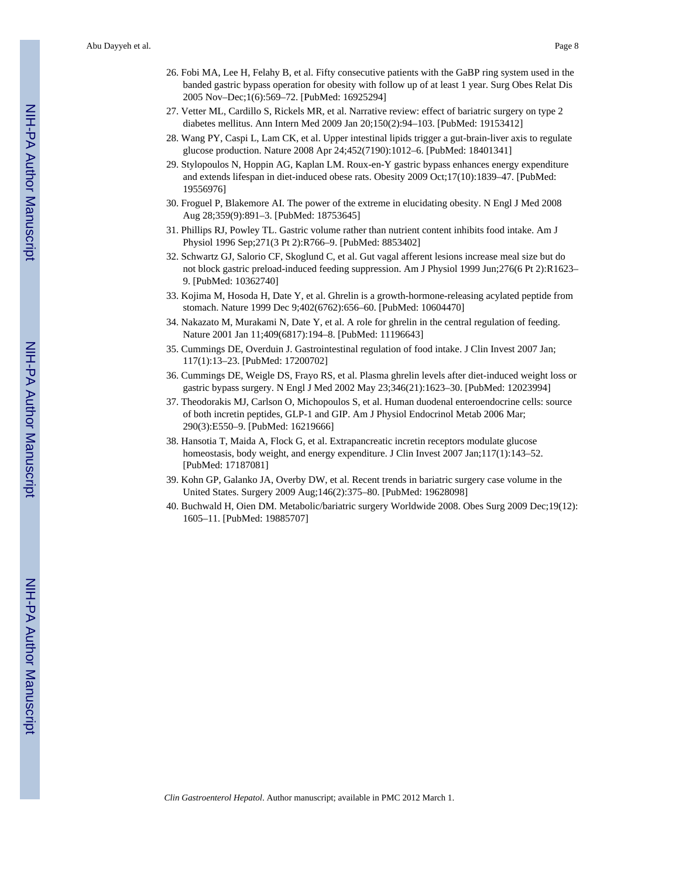26. Fobi MA, Lee H, Felahy B, et al. Fifty consecutive patients with the GaBP ring system used in the banded gastric bypass operation for obesity with follow up of at least 1 year. Surg Obes Relat Dis 2005 Nov–Dec;1(6):569–72. [PubMed: 16925294]
27. Vetter ML, Cardillo S, Rickels MR, et al. Narrative review: effect of bariatric surgery on type 2 diabetes mellitus. Ann Intern Med 2009 Jan 20;150(2):94–103. [PubMed: 19153412]
28. Wang PY, Caspi L, Lam CK, et al. Upper intestinal lipids trigger a gut-brain-liver axis to regulate glucose production. Nature 2008 Apr 24;452(7190):1012–6. [PubMed: 18401341]
29. Stylopoulos N, Hoppin AG, Kaplan LM. Roux-en-Y gastric bypass enhances energy expenditure and extends lifespan in diet-induced obese rats. Obesity 2009 Oct;17(10):1839–47. [PubMed: 19556976]
30. Froguel P, Blakemore AI. The power of the extreme in elucidating obesity. N Engl J Med 2008 Aug 28;359(9):891–3. [PubMed: 18753645]
31. Phillips RJ, Powley TL. Gastric volume rather than nutrient content inhibits food intake. Am J Physiol 1996 Sep;271(3 Pt 2):R766–9. [PubMed: 8853402]
32. Schwartz GJ, Salorio CF, Skoglund C, et al. Gut vagal afferent lesions increase meal size but do not block gastric preload-induced feeding suppression. Am J Physiol 1999 Jun;276(6 Pt 2):R1623–9. [PubMed: 10362740]
33. Kojima M, Hosoda H, Date Y, et al. Ghrelin is a growth-hormone-releasing acylated peptide from stomach. Nature 1999 Dec 9;402(6762):656–60. [PubMed: 10604470]
34. Nakazato M, Murakami N, Date Y, et al. A role for ghrelin in the central regulation of feeding. Nature 2001 Jan 11;409(6817):194–8. [PubMed: 11196643]
35. Cummings DE, Overduin J. Gastrointestinal regulation of food intake. J Clin Invest 2007 Jan; 117(1):13–23. [PubMed: 17200702]
36. Cummings DE, Weigle DS, Frayo RS, et al. Plasma ghrelin levels after diet-induced weight loss or gastric bypass surgery. N Engl J Med 2002 May 23;346(21):1623–30. [PubMed: 12023994]
37. Theodorakis MJ, Carlson O, Michopoulos S, et al. Human duodenal enteroendocrine cells: source of both incretin peptides, GLP-1 and GIP. Am J Physiol Endocrinol Metab 2006 Mar; 290(3):E550–9. [PubMed: 16219666]
38. Hansotia T, Maida A, Flock G, et al. Extrapancreatic incretin receptors modulate glucose homeostasis, body weight, and energy expenditure. J Clin Invest 2007 Jan;117(1):143–52. [PubMed: 17187081]
39. Kohn GP, Galanko JA, Overby DW, et al. Recent trends in bariatric surgery case volume in the United States. Surgery 2009 Aug;146(2):375–80. [PubMed: 19628098]
40. Buchwald H, Oien DM. Metabolic/bariatric surgery Worldwide 2008. Obes Surg 2009 Dec;19(12): 1605–11. [PubMed: 19885707]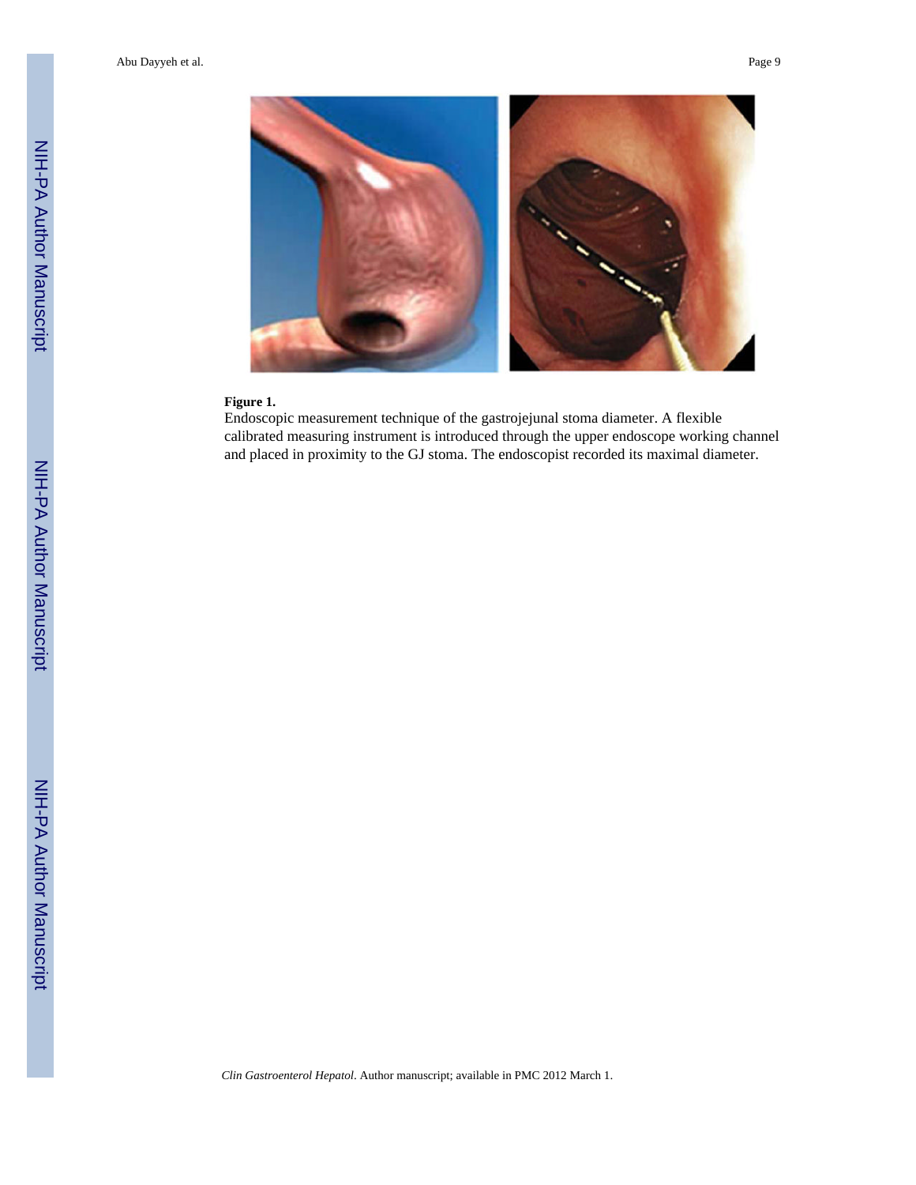**Figure 1.**

Endoscopic measurement technique of the gastrojejunal stoma diameter. A flexible calibrated measuring instrument is introduced through the upper endoscope working channel and placed in proximity to the GJ stoma. The endoscopist recorded its maximal diameter.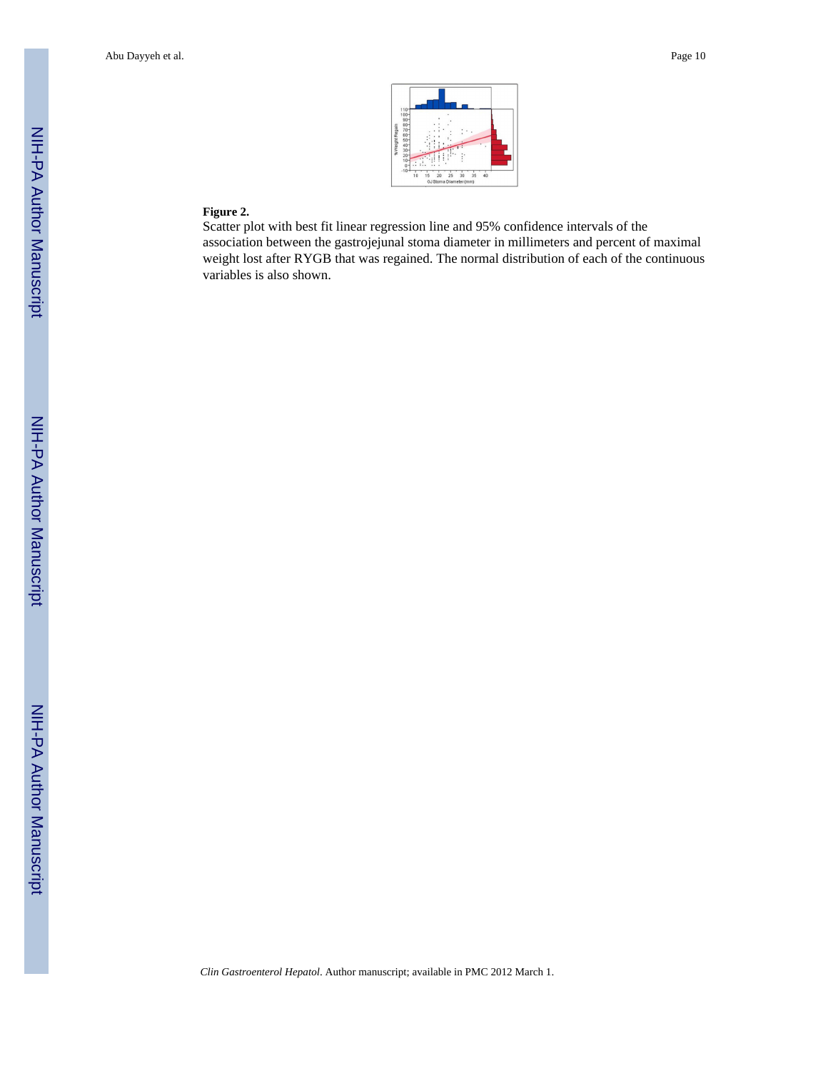**Figure 2.**

Scatter plot with best fit linear regression line and 95% confidence intervals of the association between the gastrojejunal stoma diameter in millimeters and percent of maximal weight lost after RYGB that was regained. The normal distribution of each of the continuous variables is also shown.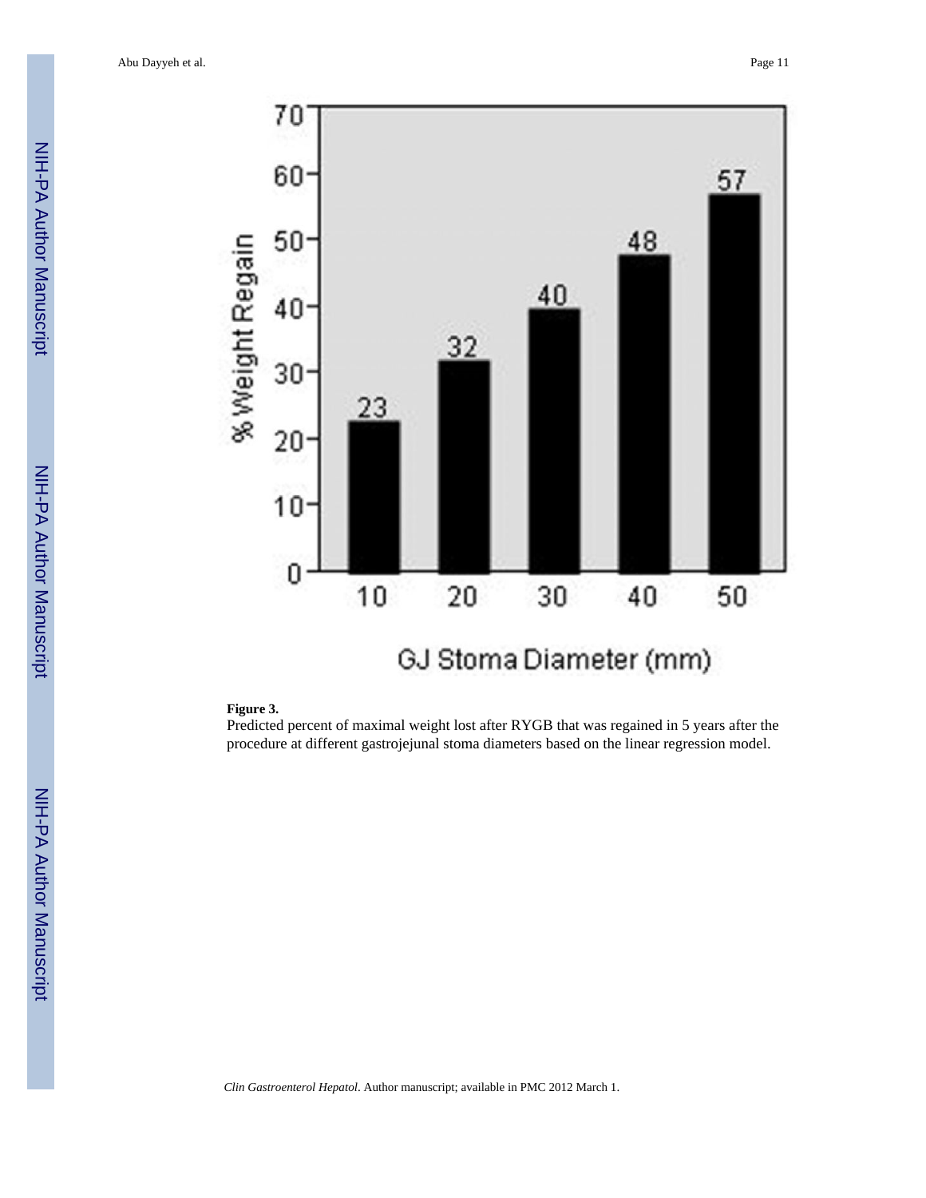**Figure 3.**

Predicted percent of maximal weight lost after RYGB that was regained in 5 years after the procedure at different gastrojejunal stoma diameters based on the linear regression model.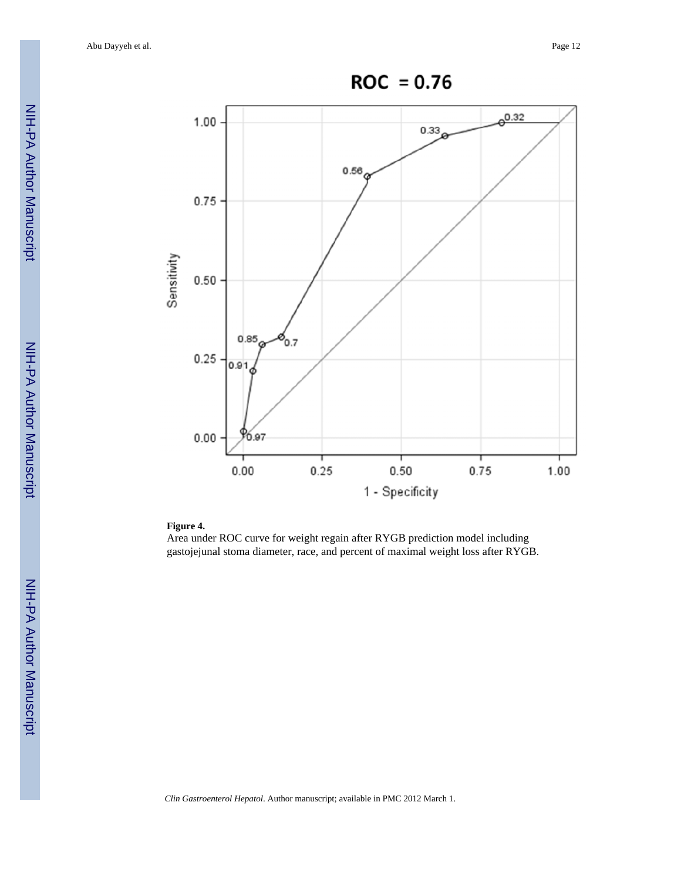ROC = 0.76

**Figure 4.**

Area under ROC curve for weight regain after RYGB prediction model including gastojejunal stoma diameter, race, and percent of maximal weight loss after RYGB.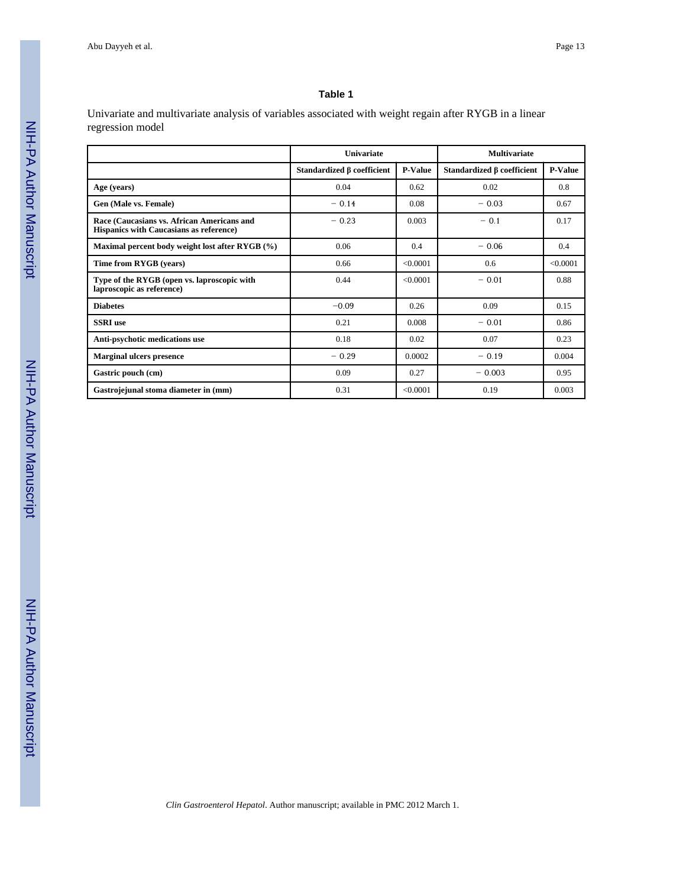## Table 1

Univariate and multivariate analysis of variables associated with weight regain after RYGB in a linear regression model

| | Univariate | | Multivariate | |
|---|---|---|---|---|
| | Standardized β coefficient | P-Value | Standardized β coefficient | P-Value |
| **Age (years)** | 0.04 | 0.62 | 0.02 | 0.8 |
| **Gen (Male vs. Female)** | − 0.14 | 0.08 | − 0.03 | 0.67 |
| **Race (Caucasians vs. African Americans and Hispanics with Caucasians as reference)** | − 0.23 | 0.003 | − 0.1 | 0.17 |
| **Maximal percent body weight lost after RYGB (%)** | 0.06 | 0.4 | − 0.06 | 0.4 |
| **Time from RYGB (years)** | 0.66 | <0.0001 | 0.6 | <0.0001 |
| **Type of the RYGB (open vs. laproscopic with laproscopic as reference)** | 0.44 | <0.0001 | − 0.01 | 0.88 |
| **Diabetes** | −0.09 | 0.26 | 0.09 | 0.15 |
| **SSRI use** | 0.21 | 0.008 | − 0.01 | 0.86 |
| **Anti-psychotic medications use** | 0.18 | 0.02 | 0.07 | 0.23 |
| **Marginal ulcers presence** | − 0.29 | 0.0002 | − 0.19 | 0.004 |
| **Gastric pouch (cm)** | 0.09 | 0.27 | − 0.003 | 0.95 |
| **Gastrojejunal stoma diameter in (mm)** | 0.31 | <0.0001 | 0.19 | 0.003 |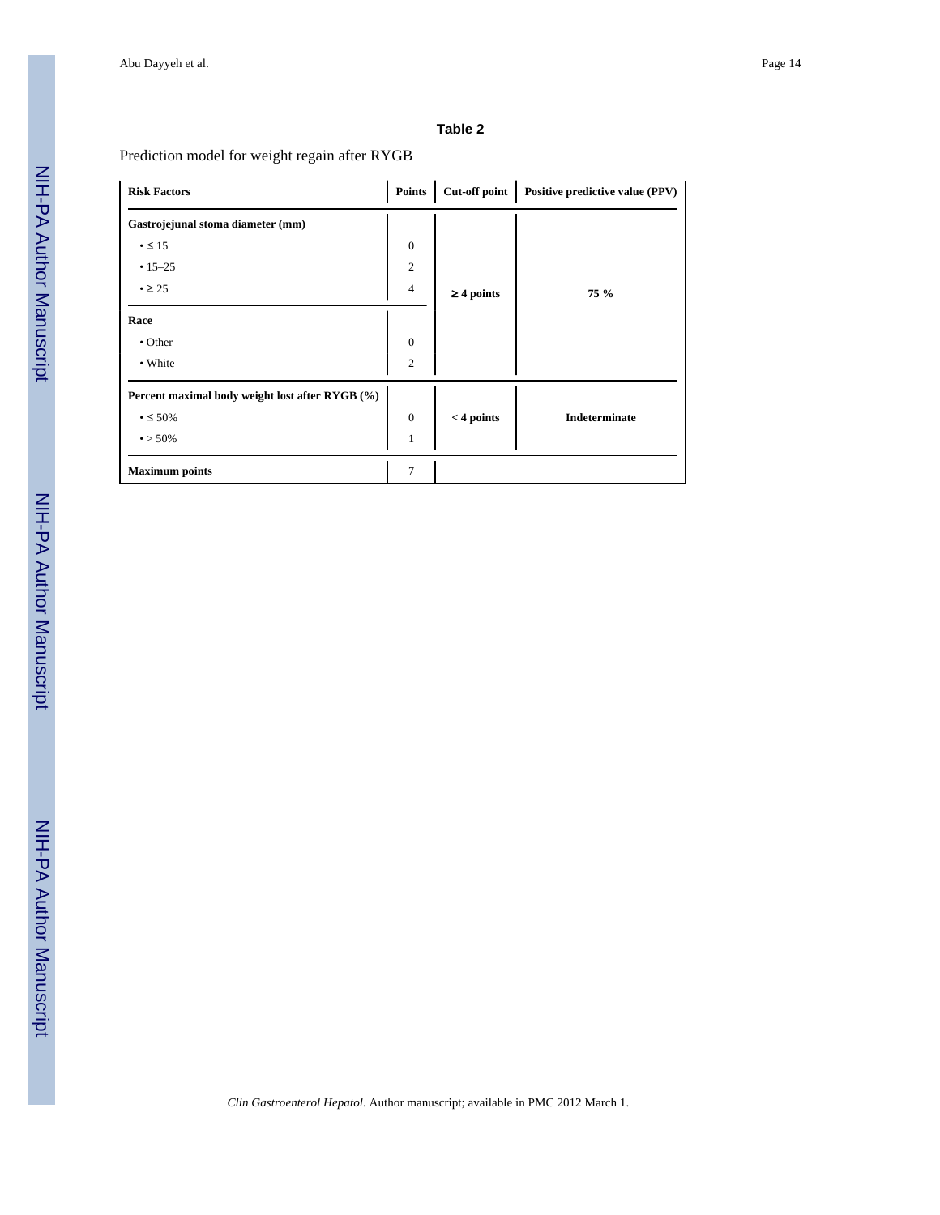**Table 2**

Prediction model for weight regain after RYGB

| Risk Factors | Points | Cut-off point | Positive predictive value (PPV) |
|---|---|---|---|
| **Gastrojejunal stoma diameter (mm)** | | | |
| • ≤ 15 | 0 | | |
| • 15–25 | 2 | | |
| • ≥ 25 | 4 | **≥ 4 points** | **75 %** |
| **Race** | | | |
| • Other | 0 | | |
| • White | 2 | | |
| **Percent maximal body weight lost after RYGB (%)** | | | |
| • ≤ 50% | 0 | **< 4 points** | **Indeterminate** |
| • > 50% | 1 | | |
| **Maximum points** | 7 | | |